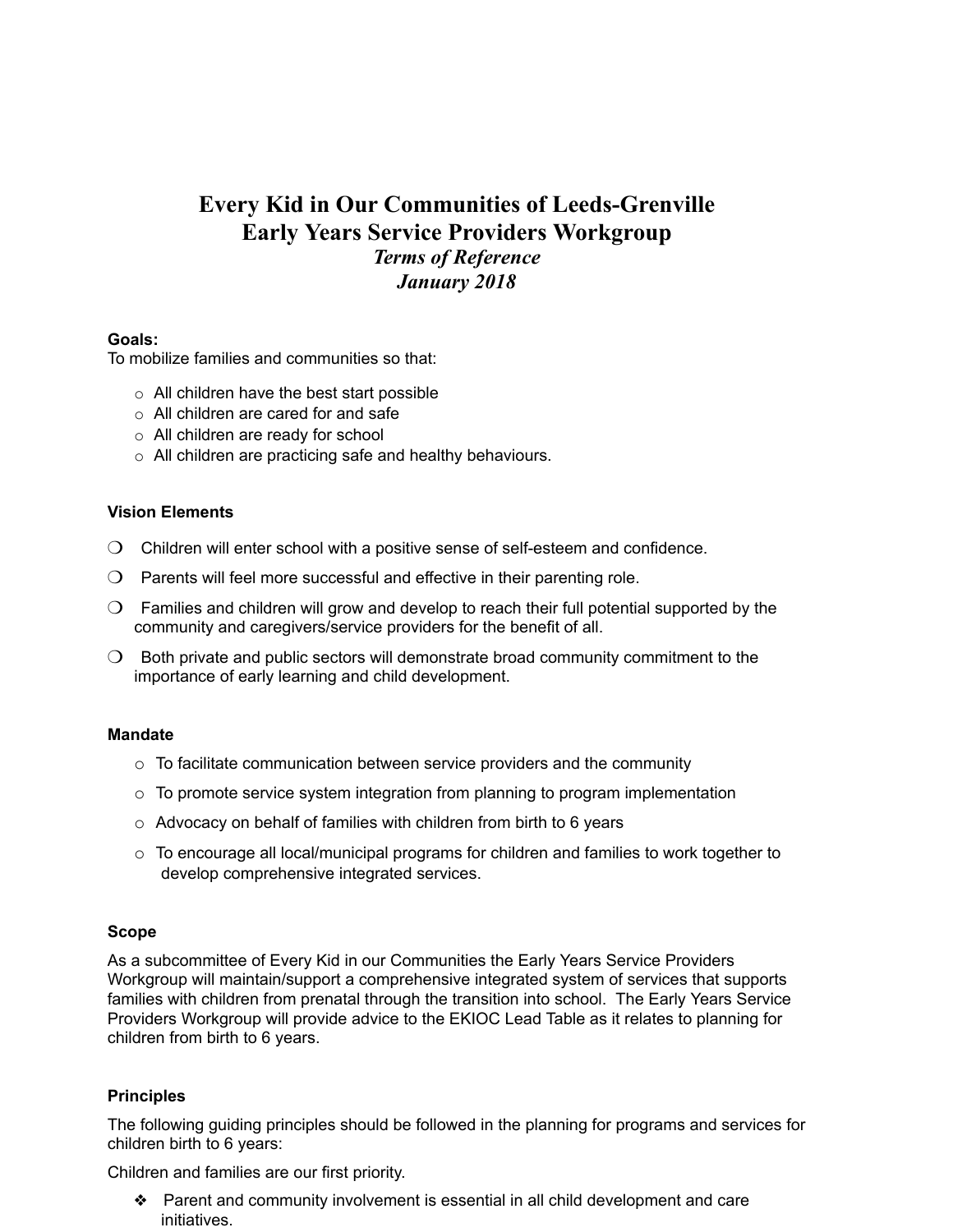# Every Kid in Our Communities of Leeds-Grenville
# Early Years Service Providers Workgroup

***Terms of Reference***

***January 2018***

**Goals:**

To mobilize families and communities so that:

- All children have the best start possible
- All children are cared for and safe
- All children are ready for school
- All children are practicing safe and healthy behaviours.

**Vision Elements**

- Children will enter school with a positive sense of self-esteem and confidence.
- Parents will feel more successful and effective in their parenting role.
- Families and children will grow and develop to reach their full potential supported by the community and caregivers/service providers for the benefit of all.
- Both private and public sectors will demonstrate broad community commitment to the importance of early learning and child development.

**Mandate**

- To facilitate communication between service providers and the community
- To promote service system integration from planning to program implementation
- Advocacy on behalf of families with children from birth to 6 years
- To encourage all local/municipal programs for children and families to work together to develop comprehensive integrated services.

**Scope**

As a subcommittee of Every Kid in our Communities the Early Years Service Providers Workgroup will maintain/support a comprehensive integrated system of services that supports families with children from prenatal through the transition into school. The Early Years Service Providers Workgroup will provide advice to the EKIOC Lead Table as it relates to planning for children from birth to 6 years.

**Principles**

The following guiding principles should be followed in the planning for programs and services for children birth to 6 years:

Children and families are our first priority.

- Parent and community involvement is essential in all child development and care initiatives.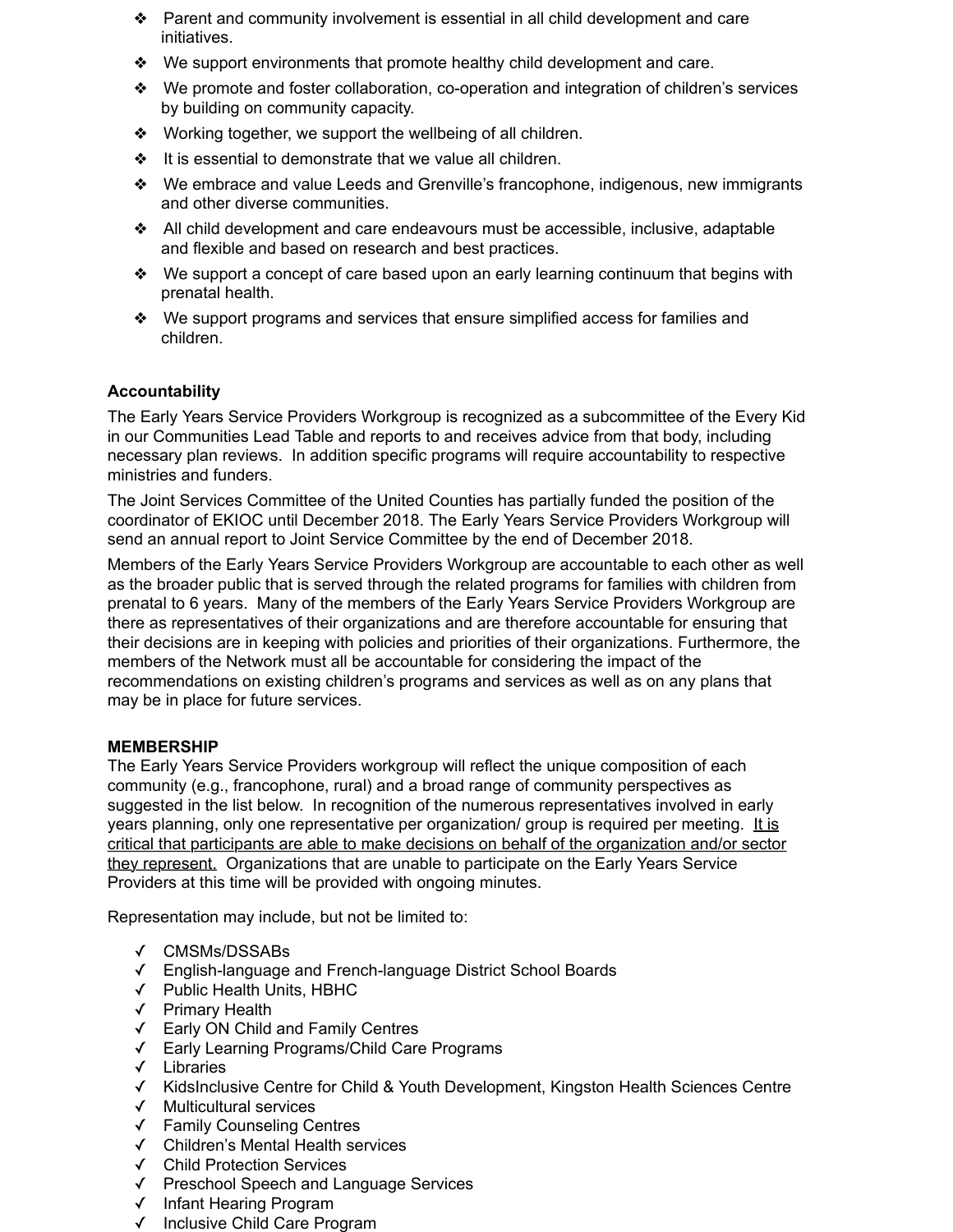- Parent and community involvement is essential in all child development and care initiatives.
- We support environments that promote healthy child development and care.
- We promote and foster collaboration, co-operation and integration of children's services by building on community capacity.
- Working together, we support the wellbeing of all children.
- It is essential to demonstrate that we value all children.
- We embrace and value Leeds and Grenville's francophone, indigenous, new immigrants and other diverse communities.
- All child development and care endeavours must be accessible, inclusive, adaptable and flexible and based on research and best practices.
- We support a concept of care based upon an early learning continuum that begins with prenatal health.
- We support programs and services that ensure simplified access for families and children.

**Accountability**

The Early Years Service Providers Workgroup is recognized as a subcommittee of the Every Kid in our Communities Lead Table and reports to and receives advice from that body, including necessary plan reviews. In addition specific programs will require accountability to respective ministries and funders.

The Joint Services Committee of the United Counties has partially funded the position of the coordinator of EKIOC until December 2018. The Early Years Service Providers Workgroup will send an annual report to Joint Service Committee by the end of December 2018.

Members of the Early Years Service Providers Workgroup are accountable to each other as well as the broader public that is served through the related programs for families with children from prenatal to 6 years. Many of the members of the Early Years Service Providers Workgroup are there as representatives of their organizations and are therefore accountable for ensuring that their decisions are in keeping with policies and priorities of their organizations. Furthermore, the members of the Network must all be accountable for considering the impact of the recommendations on existing children's programs and services as well as on any plans that may be in place for future services.

**MEMBERSHIP**

The Early Years Service Providers workgroup will reflect the unique composition of each community (e.g., francophone, rural) and a broad range of community perspectives as suggested in the list below. In recognition of the numerous representatives involved in early years planning, only one representative per organization/ group is required per meeting. <u>It is critical that participants are able to make decisions on behalf of the organization and/or sector they represent.</u> Organizations that are unable to participate on the Early Years Service Providers at this time will be provided with ongoing minutes.

Representation may include, but not be limited to:

- ✓ CMSMs/DSSABs
- ✓ English-language and French-language District School Boards
- ✓ Public Health Units, HBHC
- ✓ Primary Health
- ✓ Early ON Child and Family Centres
- ✓ Early Learning Programs/Child Care Programs
- ✓ Libraries
- ✓ KidsInclusive Centre for Child & Youth Development, Kingston Health Sciences Centre
- ✓ Multicultural services
- ✓ Family Counseling Centres
- ✓ Children's Mental Health services
- ✓ Child Protection Services
- ✓ Preschool Speech and Language Services
- ✓ Infant Hearing Program
- ✓ Inclusive Child Care Program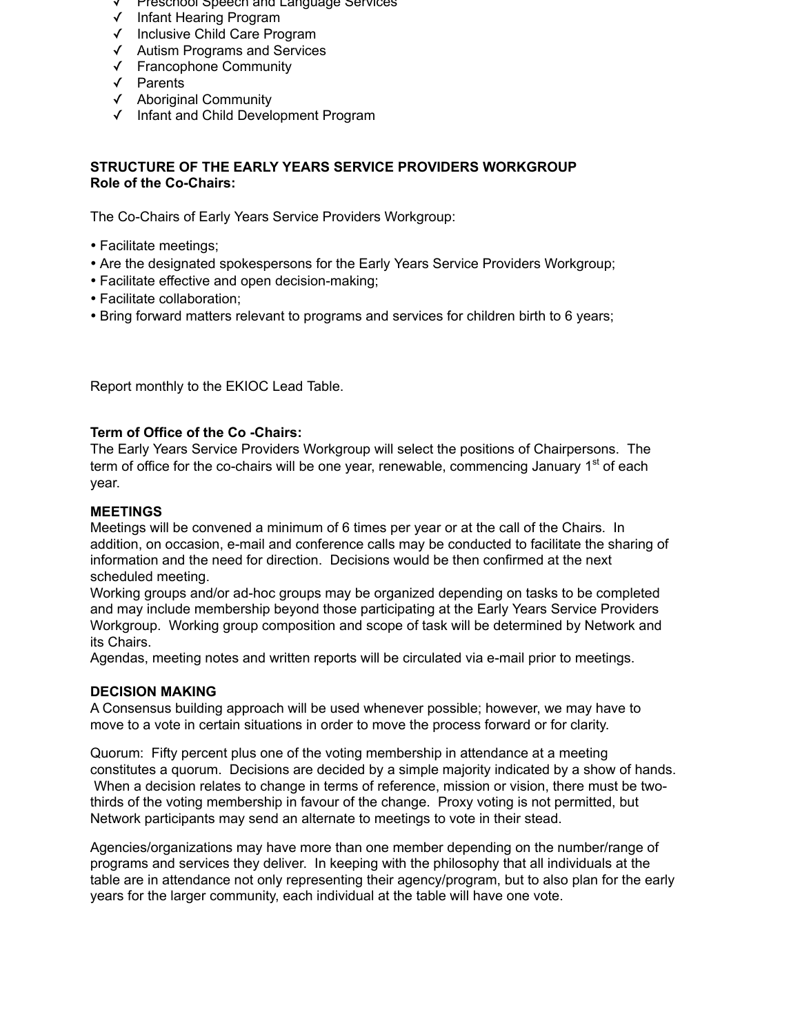- ✓ Preschool Speech and Language Services
- ✓ Infant Hearing Program
- ✓ Inclusive Child Care Program
- ✓ Autism Programs and Services
- ✓ Francophone Community
- ✓ Parents
- ✓ Aboriginal Community
- ✓ Infant and Child Development Program

**STRUCTURE OF THE EARLY YEARS SERVICE PROVIDERS WORKGROUP**
**Role of the Co-Chairs:**

The Co-Chairs of Early Years Service Providers Workgroup:

- Facilitate meetings;
- Are the designated spokespersons for the Early Years Service Providers Workgroup;
- Facilitate effective and open decision-making;
- Facilitate collaboration;
- Bring forward matters relevant to programs and services for children birth to 6 years;

Report monthly to the EKIOC Lead Table.

**Term of Office of the Co -Chairs:**
The Early Years Service Providers Workgroup will select the positions of Chairpersons. The term of office for the co-chairs will be one year, renewable, commencing January 1st of each year.

**MEETINGS**
Meetings will be convened a minimum of 6 times per year or at the call of the Chairs. In addition, on occasion, e-mail and conference calls may be conducted to facilitate the sharing of information and the need for direction. Decisions would be then confirmed at the next scheduled meeting.
Working groups and/or ad-hoc groups may be organized depending on tasks to be completed and may include membership beyond those participating at the Early Years Service Providers Workgroup. Working group composition and scope of task will be determined by Network and its Chairs.
Agendas, meeting notes and written reports will be circulated via e-mail prior to meetings.

**DECISION MAKING**
A Consensus building approach will be used whenever possible; however, we may have to move to a vote in certain situations in order to move the process forward or for clarity.

Quorum: Fifty percent plus one of the voting membership in attendance at a meeting constitutes a quorum. Decisions are decided by a simple majority indicated by a show of hands. When a decision relates to change in terms of reference, mission or vision, there must be two-thirds of the voting membership in favour of the change. Proxy voting is not permitted, but Network participants may send an alternate to meetings to vote in their stead.

Agencies/organizations may have more than one member depending on the number/range of programs and services they deliver. In keeping with the philosophy that all individuals at the table are in attendance not only representing their agency/program, but to also plan for the early years for the larger community, each individual at the table will have one vote.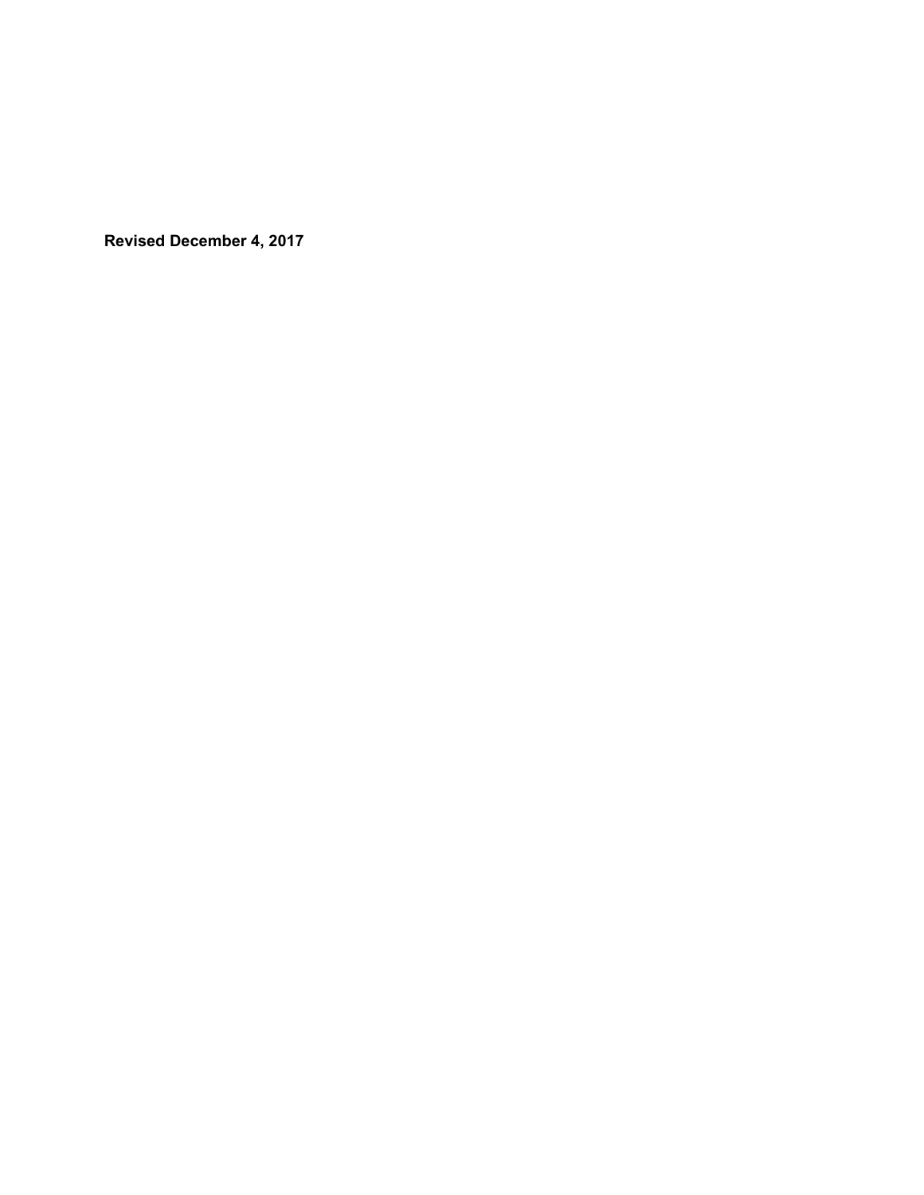**Revised December 4, 2017**